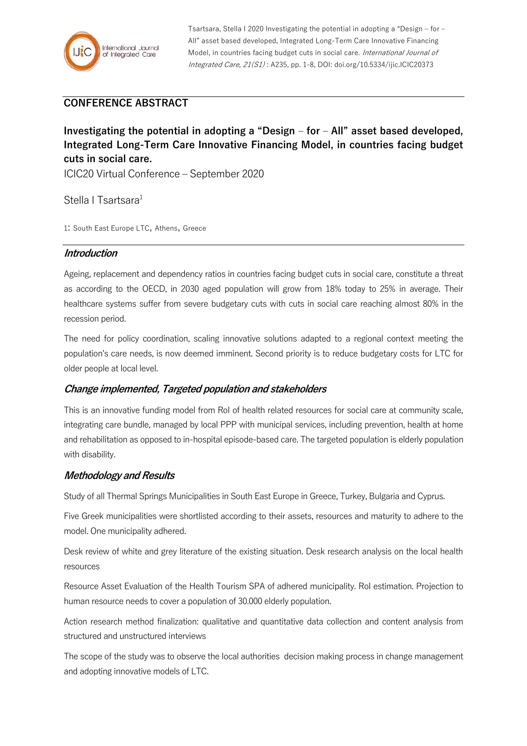Tsartsara, Stella I 2020 Investigating the potential in adopting a "Design – for – All" asset based developed, Integrated Long-Term Care Innovative Financing Model, in countries facing budget cuts in social care. *International Journal of Integrated Care, 21(S1)* : A235, pp. 1-8, DOI: doi.org/10.5334/ijic.ICIC20373

## CONFERENCE ABSTRACT

# Investigating the potential in adopting a "Design – for – All" asset based developed, Integrated Long-Term Care Innovative Financing Model, in countries facing budget cuts in social care.

ICIC20 Virtual Conference – September 2020

Stella I Tsartsara[1]

1: South East Europe LTC, Athens, Greece

## *Introduction*

Ageing, replacement and dependency ratios in countries facing budget cuts in social care, constitute a threat as according to the OECD, in 2030 aged population will grow from 18% today to 25% in average. Their healthcare systems suffer from severe budgetary cuts with cuts in social care reaching almost 80% in the recession period.

The need for policy coordination, scaling innovative solutions adapted to a regional context meeting the population's care needs, is now deemed imminent. Second priority is to reduce budgetary costs for LTC for older people at local level.

## *Change implemented, Targeted population and stakeholders*

This is an innovative funding model from RoI of health related resources for social care at community scale, integrating care bundle, managed by local PPP with municipal services, including prevention, health at home and rehabilitation as opposed to in-hospital episode-based care. The targeted population is elderly population with disability.

## *Methodology and Results*

Study of all Thermal Springs Municipalities in South East Europe in Greece, Turkey, Bulgaria and Cyprus.

Five Greek municipalities were shortlisted according to their assets, resources and maturity to adhere to the model. One municipality adhered.

Desk review of white and grey literature of the existing situation. Desk research analysis on the local health resources

Resource Asset Evaluation of the Health Tourism SPA of adhered municipality. RoI estimation. Projection to human resource needs to cover a population of 30.000 elderly population.

Action research method finalization: qualitative and quantitative data collection and content analysis from structured and unstructured interviews

The scope of the study was to observe the local authorities decision making process in change management and adopting innovative models of LTC.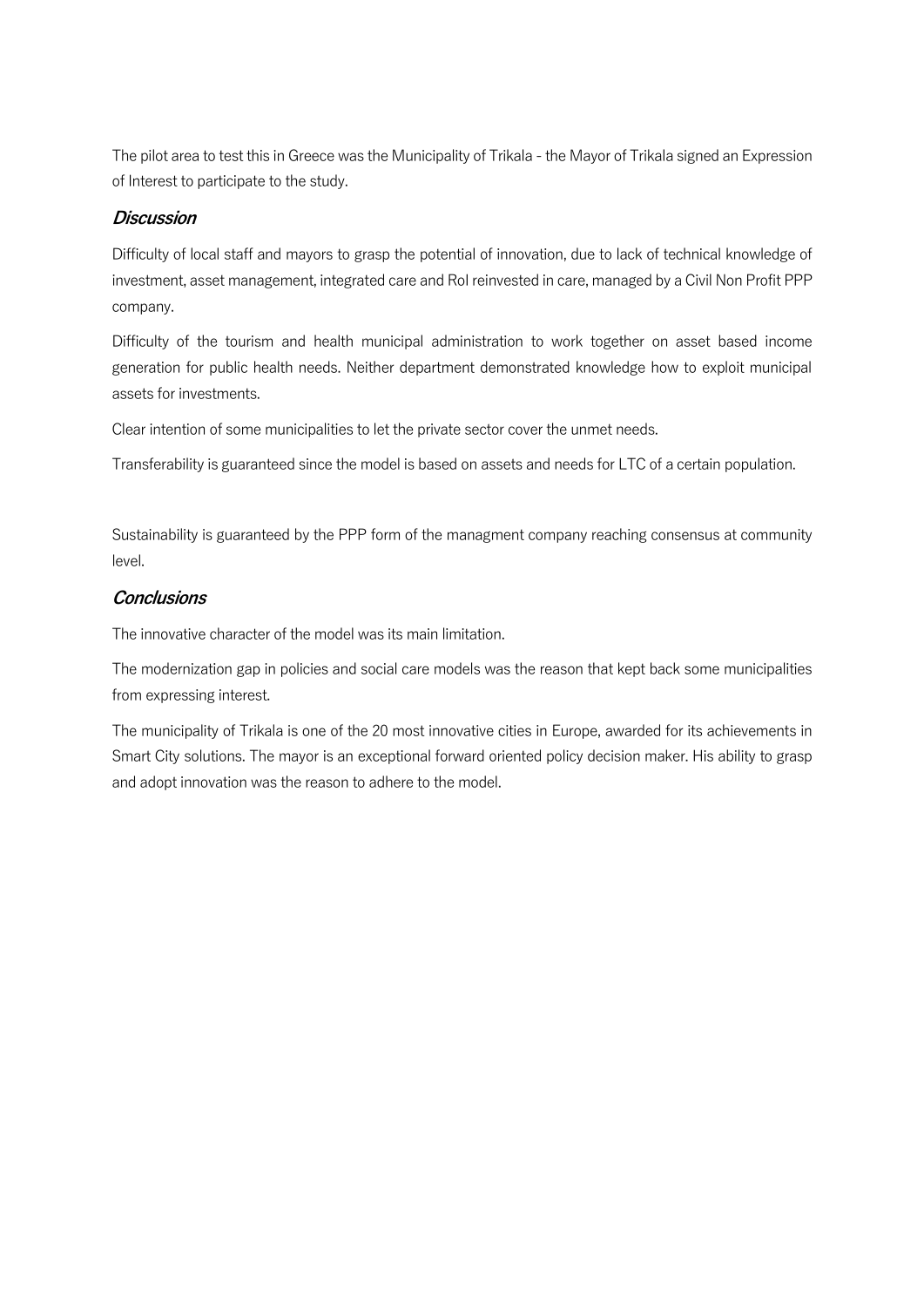The pilot area to test this in Greece was the Municipality of Trikala - the Mayor of Trikala signed an Expression of Interest to participate to the study.

### *Discussion*

Difficulty of local staff and mayors to grasp the potential of innovation, due to lack of technical knowledge of investment, asset management, integrated care and RoI reinvested in care, managed by a Civil Non Profit PPP company.

Difficulty of the tourism and health municipal administration to work together on asset based income generation for public health needs. Neither department demonstrated knowledge how to exploit municipal assets for investments.

Clear intention of some municipalities to let the private sector cover the unmet needs.

Transferability is guaranteed since the model is based on assets and needs for LTC of a certain population.

Sustainability is guaranteed by the PPP form of the managment company reaching consensus at community level.

### *Conclusions*

The innovative character of the model was its main limitation.

The modernization gap in policies and social care models was the reason that kept back some municipalities from expressing interest.

The municipality of Trikala is one of the 20 most innovative cities in Europe, awarded for its achievements in Smart City solutions. The mayor is an exceptional forward oriented policy decision maker. His ability to grasp and adopt innovation was the reason to adhere to the model.